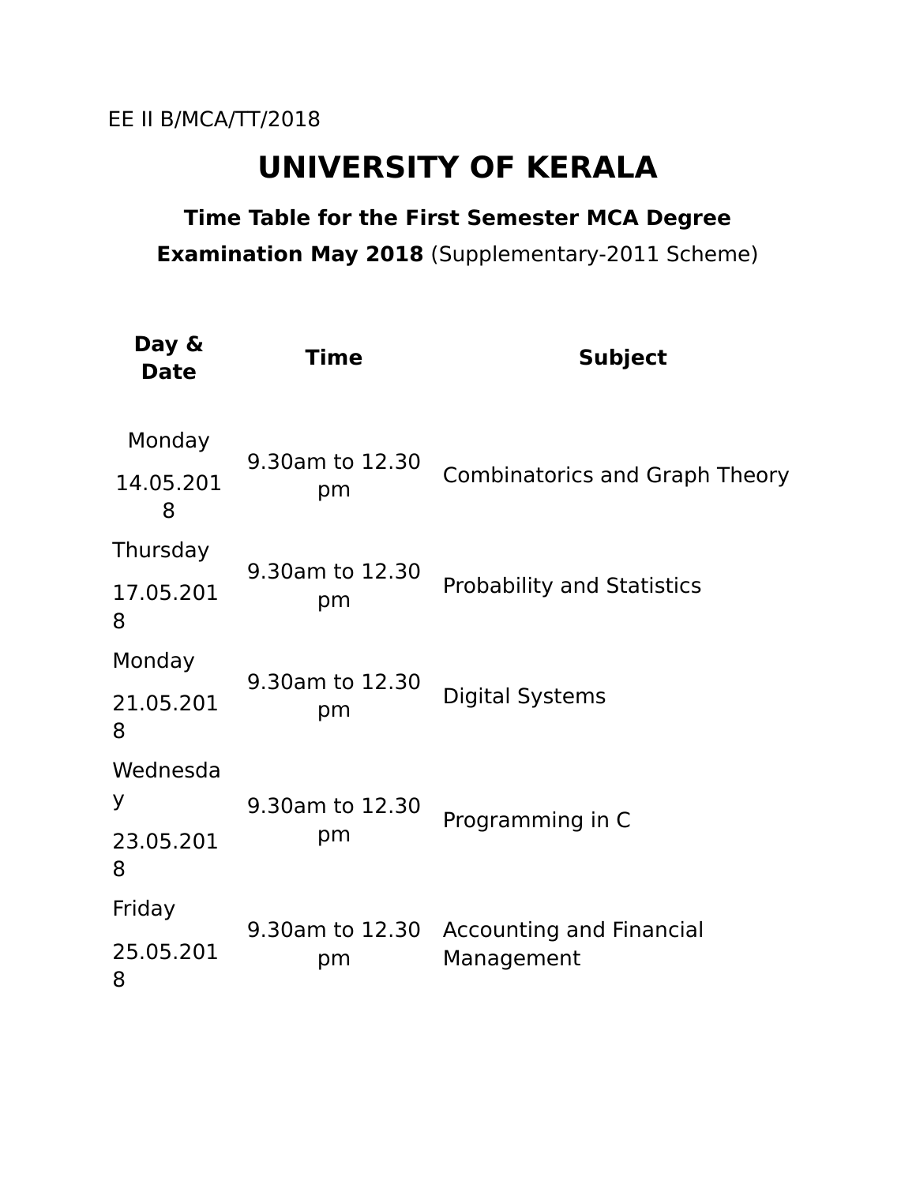EE II B/MCA/TT/2018

# UNIVERSITY OF KERALA

### Time Table for the First Semester MCA Degree Examination May 2018 (Supplementary-2011 Scheme)

| Day & Date | Time | Subject |
|---|---|---|
| Monday 14.05.2018 | 9.30am to 12.30 pm | Combinatorics and Graph Theory |
| Thursday 17.05.2018 | 9.30am to 12.30 pm | Probability and Statistics |
| Monday 21.05.2018 | 9.30am to 12.30 pm | Digital Systems |
| Wednesday 23.05.2018 | 9.30am to 12.30 pm | Programming in C |
| Friday 25.05.2018 | 9.30am to 12.30 pm | Accounting and Financial Management |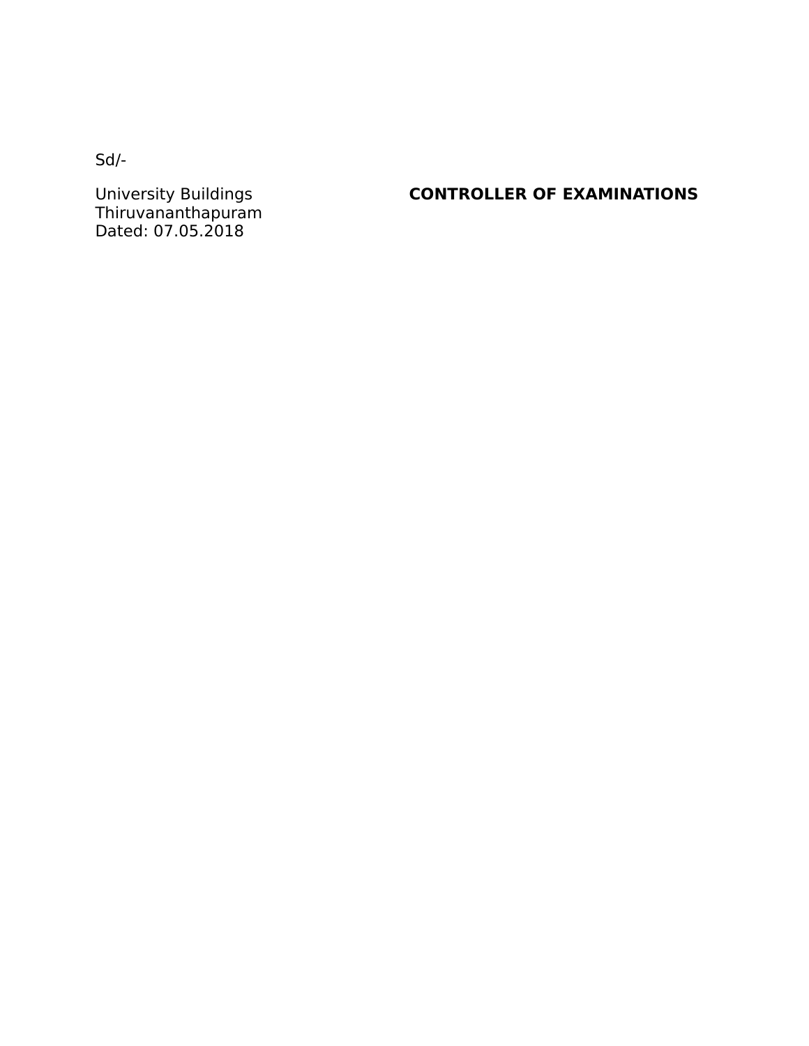Sd/-

University Buildings
Thiruvananthapuram
Dated: 07.05.2018

**CONTROLLER OF EXAMINATIONS**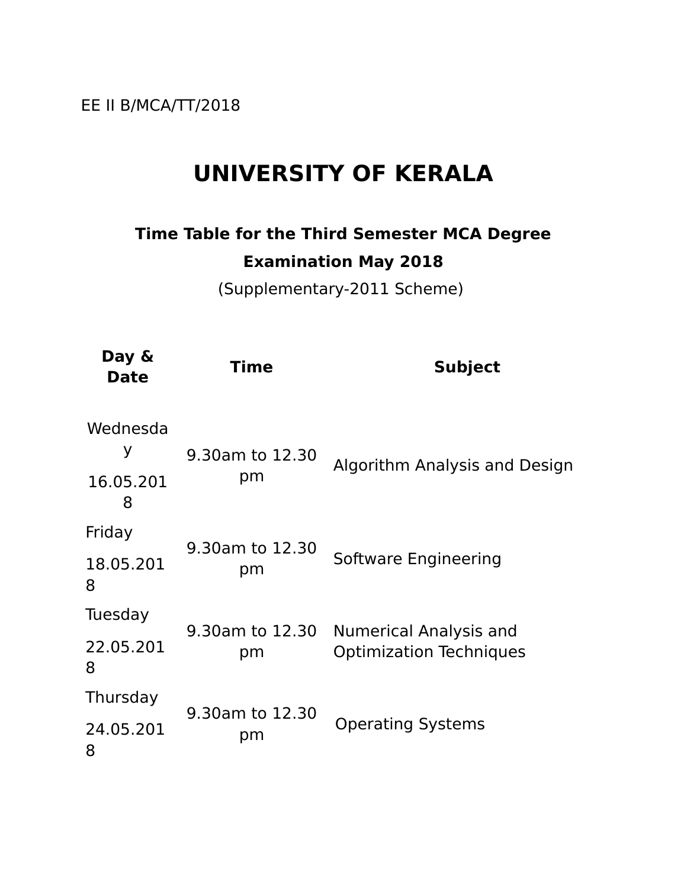EE II B/MCA/TT/2018

# UNIVERSITY OF KERALA

## Time Table for the Third Semester MCA Degree Examination May 2018

(Supplementary-2011 Scheme)

| Day & Date | Time | Subject |
|---|---|---|
| Wednesday 16.05.2018 | 9.30am to 12.30 pm | Algorithm Analysis and Design |
| Friday 18.05.2018 | 9.30am to 12.30 pm | Software Engineering |
| Tuesday 22.05.2018 | 9.30am to 12.30 pm | Numerical Analysis and Optimization Techniques |
| Thursday 24.05.2018 | 9.30am to 12.30 pm | Operating Systems |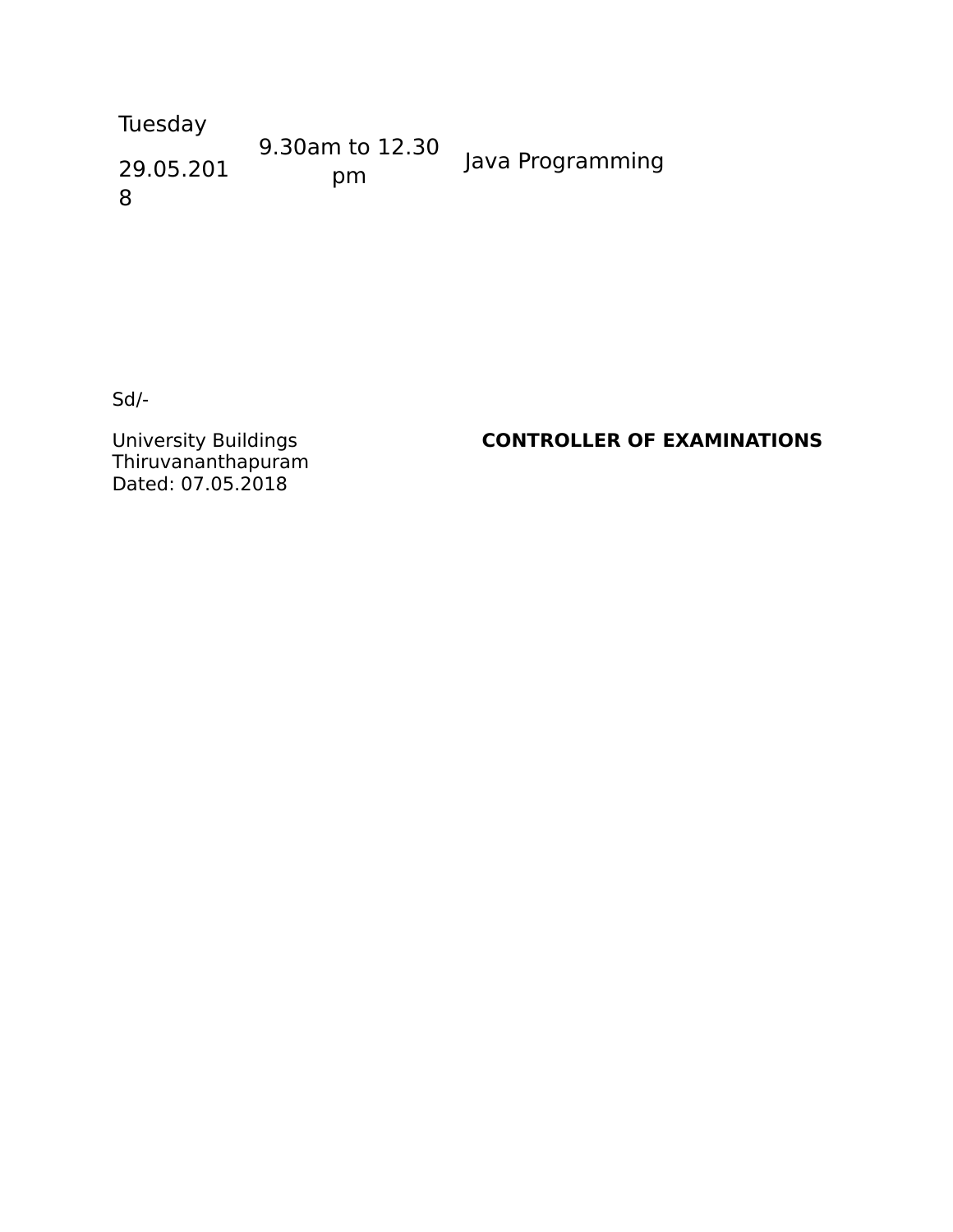| Tuesday 29.05.2018 | 9.30am to 12.30 pm | Java Programming |
|---|---|---|

Sd/-

University Buildings
Thiruvananthapuram
Dated: 07.05.2018

**CONTROLLER OF EXAMINATIONS**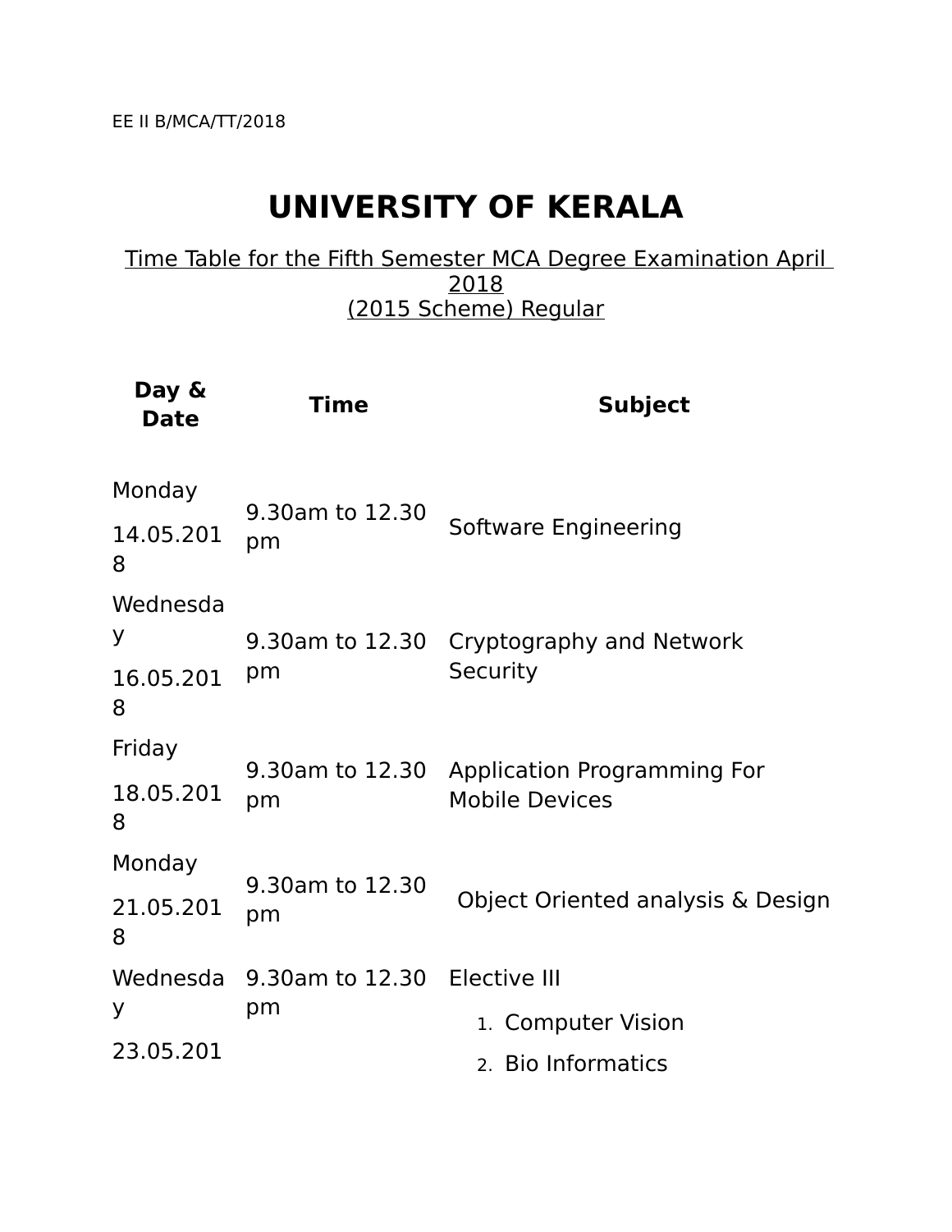EE II B/MCA/TT/2018

# UNIVERSITY OF KERALA

Time Table for the Fifth Semester MCA Degree Examination April 2018
(2015 Scheme) Regular

| Day & Date | Time | Subject |
|---|---|---|
| Monday 14.05.2018 | 9.30am to 12.30 pm | Software Engineering |
| Wednesday 16.05.2018 | 9.30am to 12.30 pm | Cryptography and Network Security |
| Friday 18.05.2018 | 9.30am to 12.30 pm | Application Programming For Mobile Devices |
| Monday 21.05.2018 | 9.30am to 12.30 pm | Object Oriented analysis & Design |
| Wednesday 23.05.201 | 9.30am to 12.30 pm | Elective III<br>1. Computer Vision<br>2. Bio Informatics |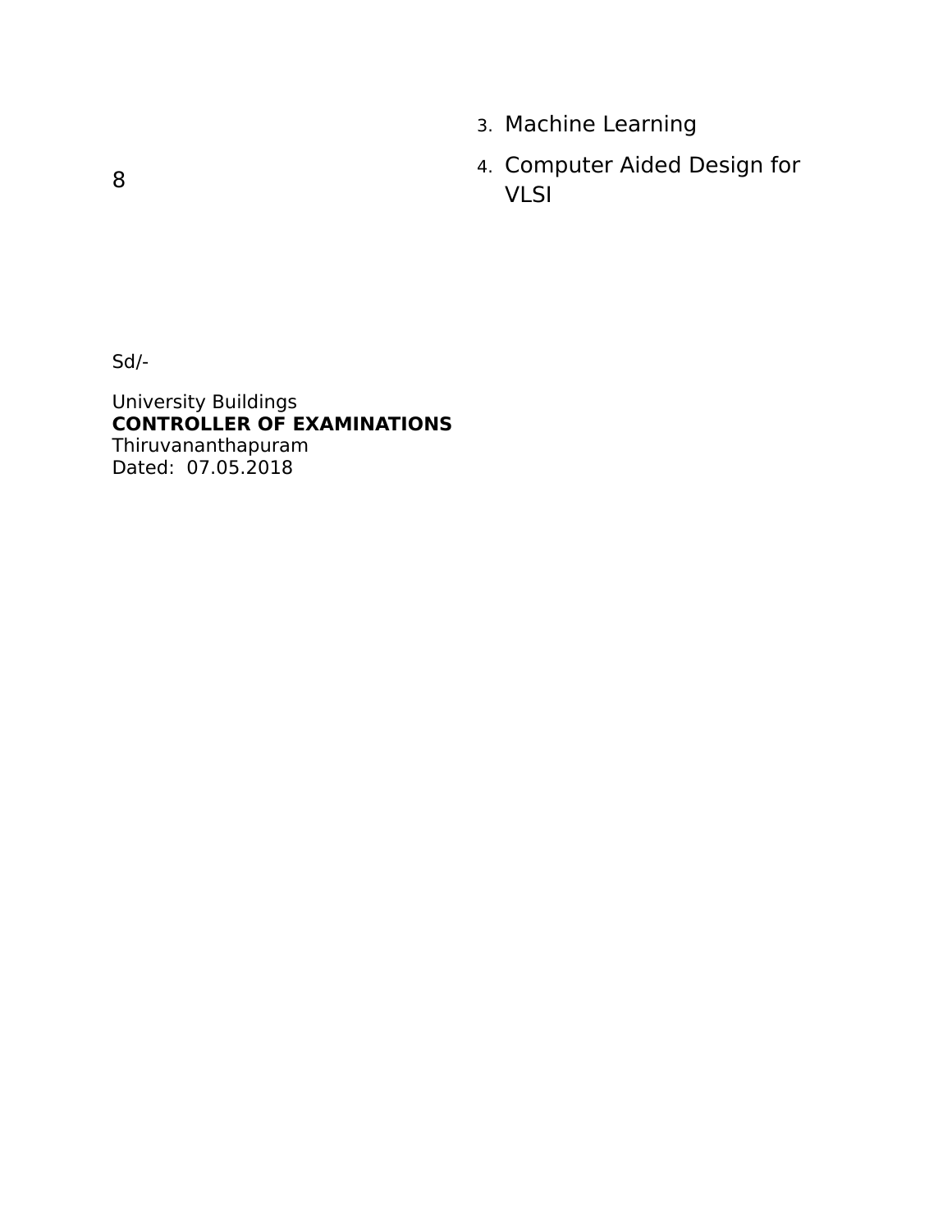| | |
| --- | --- |
| 8 | 3. Machine Learning<br>4. Computer Aided Design for VLSI |

Sd/-

University Buildings
**CONTROLLER OF EXAMINATIONS**
Thiruvananthapuram
Dated: 07.05.2018